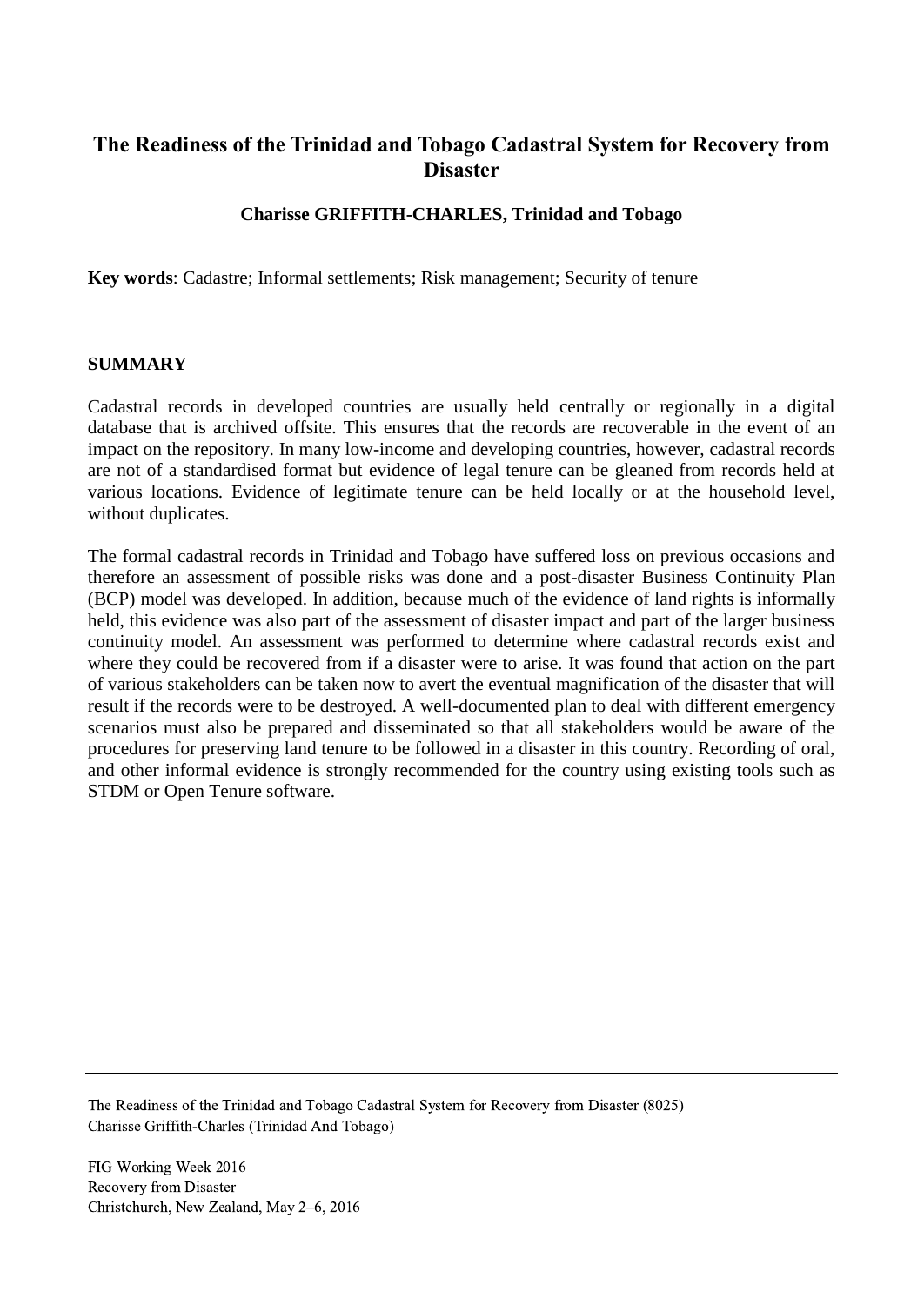# The Readiness of the Trinidad and Tobago Cadastral System for Recovery from Disaster

**Charisse GRIFFITH-CHARLES, Trinidad and Tobago**

**Key words**: Cadastre; Informal settlements; Risk management; Security of tenure

## SUMMARY

Cadastral records in developed countries are usually held centrally or regionally in a digital database that is archived offsite. This ensures that the records are recoverable in the event of an impact on the repository. In many low-income and developing countries, however, cadastral records are not of a standardised format but evidence of legal tenure can be gleaned from records held at various locations. Evidence of legitimate tenure can be held locally or at the household level, without duplicates.

The formal cadastral records in Trinidad and Tobago have suffered loss on previous occasions and therefore an assessment of possible risks was done and a post-disaster Business Continuity Plan (BCP) model was developed. In addition, because much of the evidence of land rights is informally held, this evidence was also part of the assessment of disaster impact and part of the larger business continuity model. An assessment was performed to determine where cadastral records exist and where they could be recovered from if a disaster were to arise. It was found that action on the part of various stakeholders can be taken now to avert the eventual magnification of the disaster that will result if the records were to be destroyed. A well-documented plan to deal with different emergency scenarios must also be prepared and disseminated so that all stakeholders would be aware of the procedures for preserving land tenure to be followed in a disaster in this country. Recording of oral, and other informal evidence is strongly recommended for the country using existing tools such as STDM or Open Tenure software.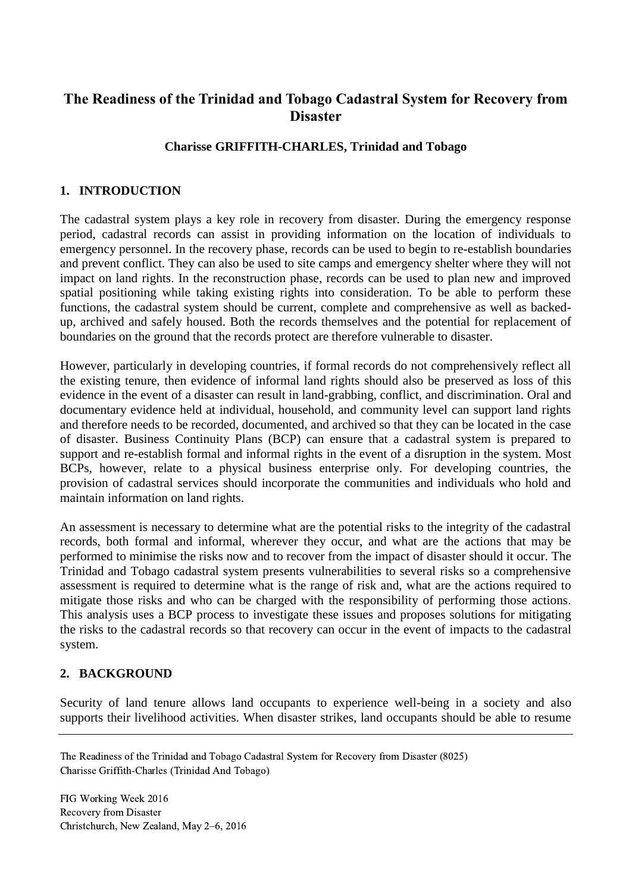# The Readiness of the Trinidad and Tobago Cadastral System for Recovery from Disaster

**Charisse GRIFFITH-CHARLES, Trinidad and Tobago**

## 1. INTRODUCTION

The cadastral system plays a key role in recovery from disaster. During the emergency response period, cadastral records can assist in providing information on the location of individuals to emergency personnel. In the recovery phase, records can be used to begin to re-establish boundaries and prevent conflict. They can also be used to site camps and emergency shelter where they will not impact on land rights. In the reconstruction phase, records can be used to plan new and improved spatial positioning while taking existing rights into consideration. To be able to perform these functions, the cadastral system should be current, complete and comprehensive as well as backed-up, archived and safely housed. Both the records themselves and the potential for replacement of boundaries on the ground that the records protect are therefore vulnerable to disaster.

However, particularly in developing countries, if formal records do not comprehensively reflect all the existing tenure, then evidence of informal land rights should also be preserved as loss of this evidence in the event of a disaster can result in land-grabbing, conflict, and discrimination. Oral and documentary evidence held at individual, household, and community level can support land rights and therefore needs to be recorded, documented, and archived so that they can be located in the case of disaster. Business Continuity Plans (BCP) can ensure that a cadastral system is prepared to support and re-establish formal and informal rights in the event of a disruption in the system. Most BCPs, however, relate to a physical business enterprise only. For developing countries, the provision of cadastral services should incorporate the communities and individuals who hold and maintain information on land rights.

An assessment is necessary to determine what are the potential risks to the integrity of the cadastral records, both formal and informal, wherever they occur, and what are the actions that may be performed to minimise the risks now and to recover from the impact of disaster should it occur. The Trinidad and Tobago cadastral system presents vulnerabilities to several risks so a comprehensive assessment is required to determine what is the range of risk and, what are the actions required to mitigate those risks and who can be charged with the responsibility of performing those actions. This analysis uses a BCP process to investigate these issues and proposes solutions for mitigating the risks to the cadastral records so that recovery can occur in the event of impacts to the cadastral system.

## 2. BACKGROUND

Security of land tenure allows land occupants to experience well-being in a society and also supports their livelihood activities. When disaster strikes, land occupants should be able to resume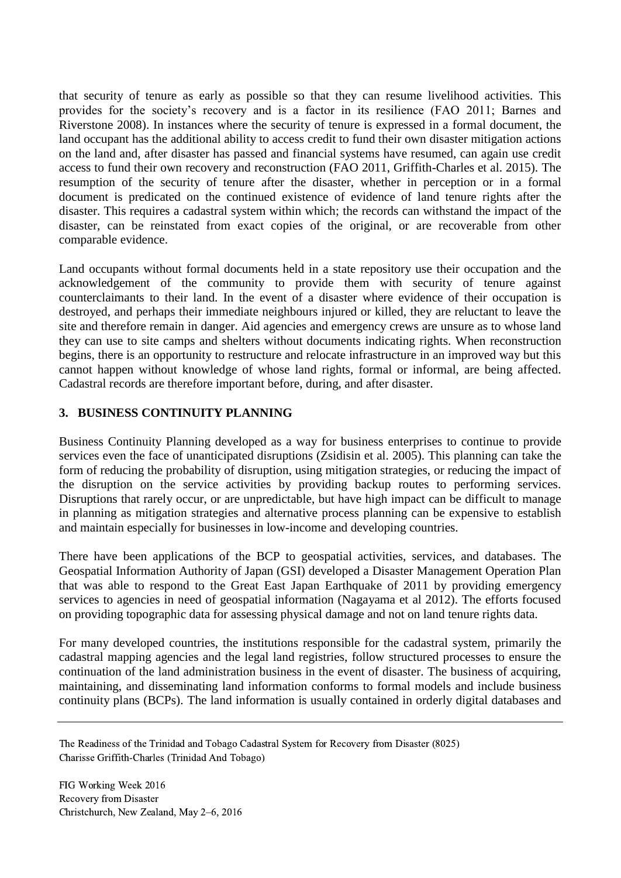that security of tenure as early as possible so that they can resume livelihood activities. This provides for the society's recovery and is a factor in its resilience (FAO 2011; Barnes and Riverstone 2008). In instances where the security of tenure is expressed in a formal document, the land occupant has the additional ability to access credit to fund their own disaster mitigation actions on the land and, after disaster has passed and financial systems have resumed, can again use credit access to fund their own recovery and reconstruction (FAO 2011, Griffith-Charles et al. 2015). The resumption of the security of tenure after the disaster, whether in perception or in a formal document is predicated on the continued existence of evidence of land tenure rights after the disaster. This requires a cadastral system within which; the records can withstand the impact of the disaster, can be reinstated from exact copies of the original, or are recoverable from other comparable evidence.

Land occupants without formal documents held in a state repository use their occupation and the acknowledgement of the community to provide them with security of tenure against counterclaimants to their land. In the event of a disaster where evidence of their occupation is destroyed, and perhaps their immediate neighbours injured or killed, they are reluctant to leave the site and therefore remain in danger. Aid agencies and emergency crews are unsure as to whose land they can use to site camps and shelters without documents indicating rights. When reconstruction begins, there is an opportunity to restructure and relocate infrastructure in an improved way but this cannot happen without knowledge of whose land rights, formal or informal, are being affected. Cadastral records are therefore important before, during, and after disaster.

## 3. BUSINESS CONTINUITY PLANNING

Business Continuity Planning developed as a way for business enterprises to continue to provide services even the face of unanticipated disruptions (Zsidisin et al. 2005). This planning can take the form of reducing the probability of disruption, using mitigation strategies, or reducing the impact of the disruption on the service activities by providing backup routes to performing services. Disruptions that rarely occur, or are unpredictable, but have high impact can be difficult to manage in planning as mitigation strategies and alternative process planning can be expensive to establish and maintain especially for businesses in low-income and developing countries.

There have been applications of the BCP to geospatial activities, services, and databases. The Geospatial Information Authority of Japan (GSI) developed a Disaster Management Operation Plan that was able to respond to the Great East Japan Earthquake of 2011 by providing emergency services to agencies in need of geospatial information (Nagayama et al 2012). The efforts focused on providing topographic data for assessing physical damage and not on land tenure rights data.

For many developed countries, the institutions responsible for the cadastral system, primarily the cadastral mapping agencies and the legal land registries, follow structured processes to ensure the continuation of the land administration business in the event of disaster. The business of acquiring, maintaining, and disseminating land information conforms to formal models and include business continuity plans (BCPs). The land information is usually contained in orderly digital databases and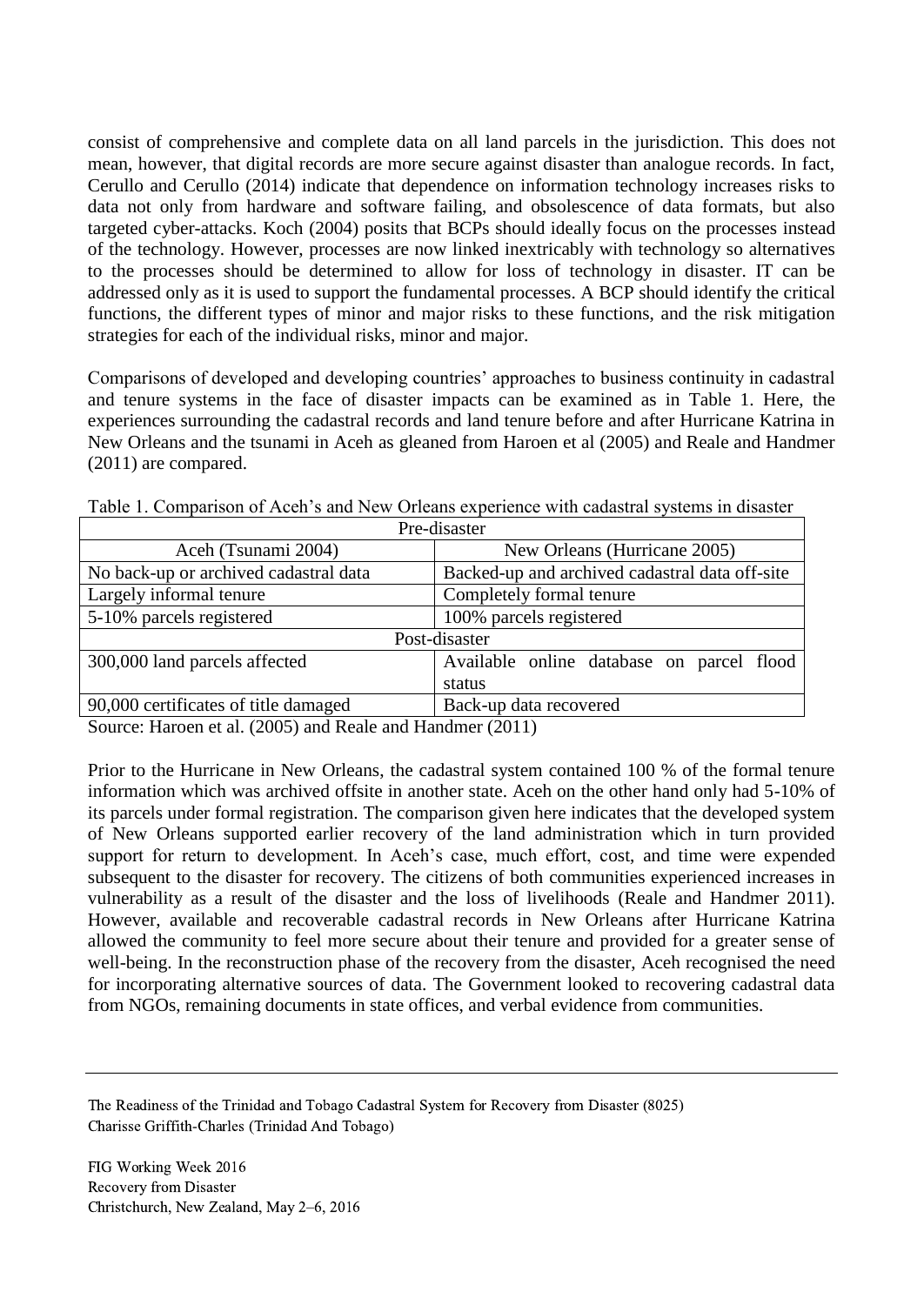consist of comprehensive and complete data on all land parcels in the jurisdiction. This does not mean, however, that digital records are more secure against disaster than analogue records. In fact, Cerullo and Cerullo (2014) indicate that dependence on information technology increases risks to data not only from hardware and software failing, and obsolescence of data formats, but also targeted cyber-attacks. Koch (2004) posits that BCPs should ideally focus on the processes instead of the technology. However, processes are now linked inextricably with technology so alternatives to the processes should be determined to allow for loss of technology in disaster. IT can be addressed only as it is used to support the fundamental processes. A BCP should identify the critical functions, the different types of minor and major risks to these functions, and the risk mitigation strategies for each of the individual risks, minor and major.

Comparisons of developed and developing countries' approaches to business continuity in cadastral and tenure systems in the face of disaster impacts can be examined as in Table 1. Here, the experiences surrounding the cadastral records and land tenure before and after Hurricane Katrina in New Orleans and the tsunami in Aceh as gleaned from Haroen et al (2005) and Reale and Handmer (2011) are compared.

Table 1. Comparison of Aceh's and New Orleans experience with cadastral systems in disaster

| Pre-disaster | |
|---|---|
| Aceh (Tsunami 2004) | New Orleans (Hurricane 2005) |
| No back-up or archived cadastral data | Backed-up and archived cadastral data off-site |
| Largely informal tenure | Completely formal tenure |
| 5-10% parcels registered | 100% parcels registered |
| Post-disaster | |
| 300,000 land parcels affected | Available online database on parcel flood status |
| 90,000 certificates of title damaged | Back-up data recovered |

Source: Haroen et al. (2005) and Reale and Handmer (2011)

Prior to the Hurricane in New Orleans, the cadastral system contained 100 % of the formal tenure information which was archived offsite in another state. Aceh on the other hand only had 5-10% of its parcels under formal registration. The comparison given here indicates that the developed system of New Orleans supported earlier recovery of the land administration which in turn provided support for return to development. In Aceh's case, much effort, cost, and time were expended subsequent to the disaster for recovery. The citizens of both communities experienced increases in vulnerability as a result of the disaster and the loss of livelihoods (Reale and Handmer 2011). However, available and recoverable cadastral records in New Orleans after Hurricane Katrina allowed the community to feel more secure about their tenure and provided for a greater sense of well-being. In the reconstruction phase of the recovery from the disaster, Aceh recognised the need for incorporating alternative sources of data. The Government looked to recovering cadastral data from NGOs, remaining documents in state offices, and verbal evidence from communities.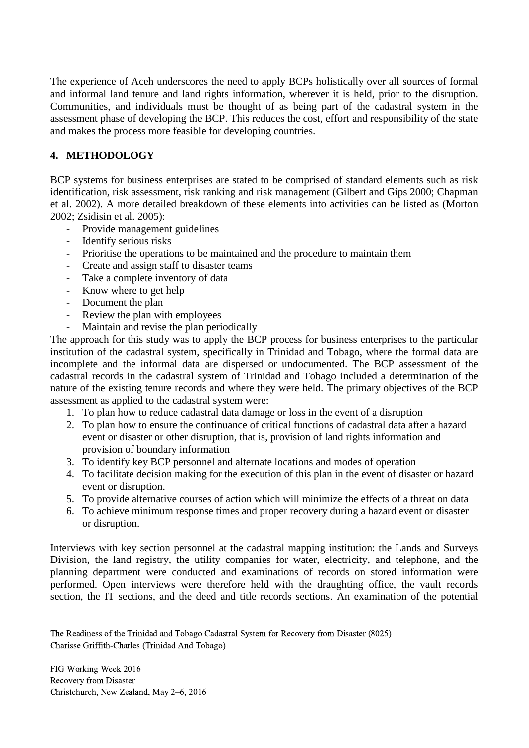The experience of Aceh underscores the need to apply BCPs holistically over all sources of formal and informal land tenure and land rights information, wherever it is held, prior to the disruption. Communities, and individuals must be thought of as being part of the cadastral system in the assessment phase of developing the BCP. This reduces the cost, effort and responsibility of the state and makes the process more feasible for developing countries.

## 4. METHODOLOGY

BCP systems for business enterprises are stated to be comprised of standard elements such as risk identification, risk assessment, risk ranking and risk management (Gilbert and Gips 2000; Chapman et al. 2002). A more detailed breakdown of these elements into activities can be listed as (Morton 2002; Zsidisin et al. 2005):

- Provide management guidelines
- Identify serious risks
- Prioritise the operations to be maintained and the procedure to maintain them
- Create and assign staff to disaster teams
- Take a complete inventory of data
- Know where to get help
- Document the plan
- Review the plan with employees
- Maintain and revise the plan periodically

The approach for this study was to apply the BCP process for business enterprises to the particular institution of the cadastral system, specifically in Trinidad and Tobago, where the formal data are incomplete and the informal data are dispersed or undocumented. The BCP assessment of the cadastral records in the cadastral system of Trinidad and Tobago included a determination of the nature of the existing tenure records and where they were held. The primary objectives of the BCP assessment as applied to the cadastral system were:

1. To plan how to reduce cadastral data damage or loss in the event of a disruption
2. To plan how to ensure the continuance of critical functions of cadastral data after a hazard event or disaster or other disruption, that is, provision of land rights information and provision of boundary information
3. To identify key BCP personnel and alternate locations and modes of operation
4. To facilitate decision making for the execution of this plan in the event of disaster or hazard event or disruption.
5. To provide alternative courses of action which will minimize the effects of a threat on data
6. To achieve minimum response times and proper recovery during a hazard event or disaster or disruption.

Interviews with key section personnel at the cadastral mapping institution: the Lands and Surveys Division, the land registry, the utility companies for water, electricity, and telephone, and the planning department were conducted and examinations of records on stored information were performed. Open interviews were therefore held with the draughting office, the vault records section, the IT sections, and the deed and title records sections. An examination of the potential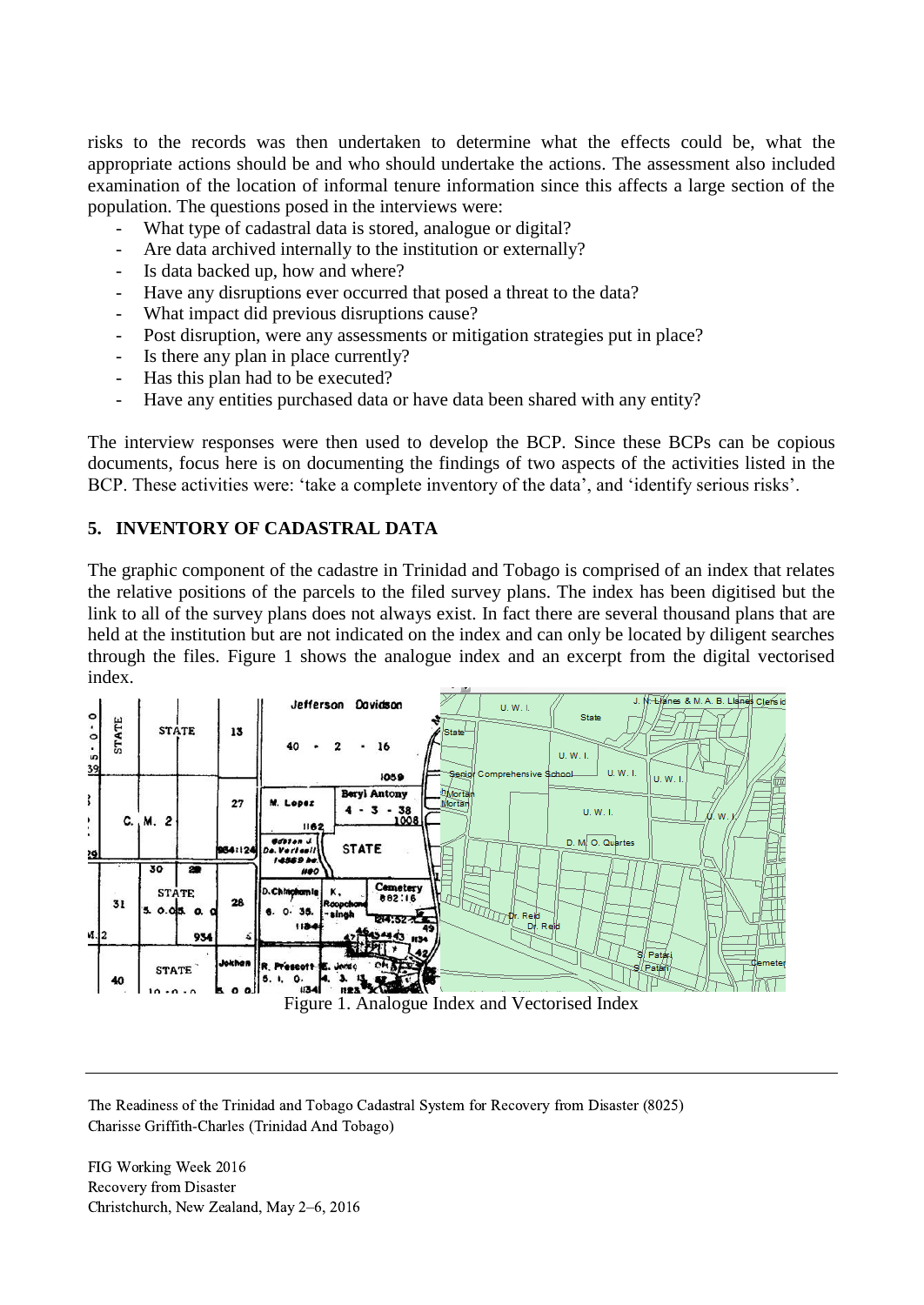risks to the records was then undertaken to determine what the effects could be, what the appropriate actions should be and who should undertake the actions. The assessment also included examination of the location of informal tenure information since this affects a large section of the population. The questions posed in the interviews were:

- What type of cadastral data is stored, analogue or digital?
- Are data archived internally to the institution or externally?
- Is data backed up, how and where?
- Have any disruptions ever occurred that posed a threat to the data?
- What impact did previous disruptions cause?
- Post disruption, were any assessments or mitigation strategies put in place?
- Is there any plan in place currently?
- Has this plan had to be executed?
- Have any entities purchased data or have data been shared with any entity?

The interview responses were then used to develop the BCP. Since these BCPs can be copious documents, focus here is on documenting the findings of two aspects of the activities listed in the BCP. These activities were: 'take a complete inventory of the data', and 'identify serious risks'.

## 5. INVENTORY OF CADASTRAL DATA

The graphic component of the cadastre in Trinidad and Tobago is comprised of an index that relates the relative positions of the parcels to the filed survey plans. The index has been digitised but the link to all of the survey plans does not always exist. In fact there are several thousand plans that are held at the institution but are not indicated on the index and can only be located by diligent searches through the files. Figure 1 shows the analogue index and an excerpt from the digital vectorised index.

Figure 1. Analogue Index and Vectorised Index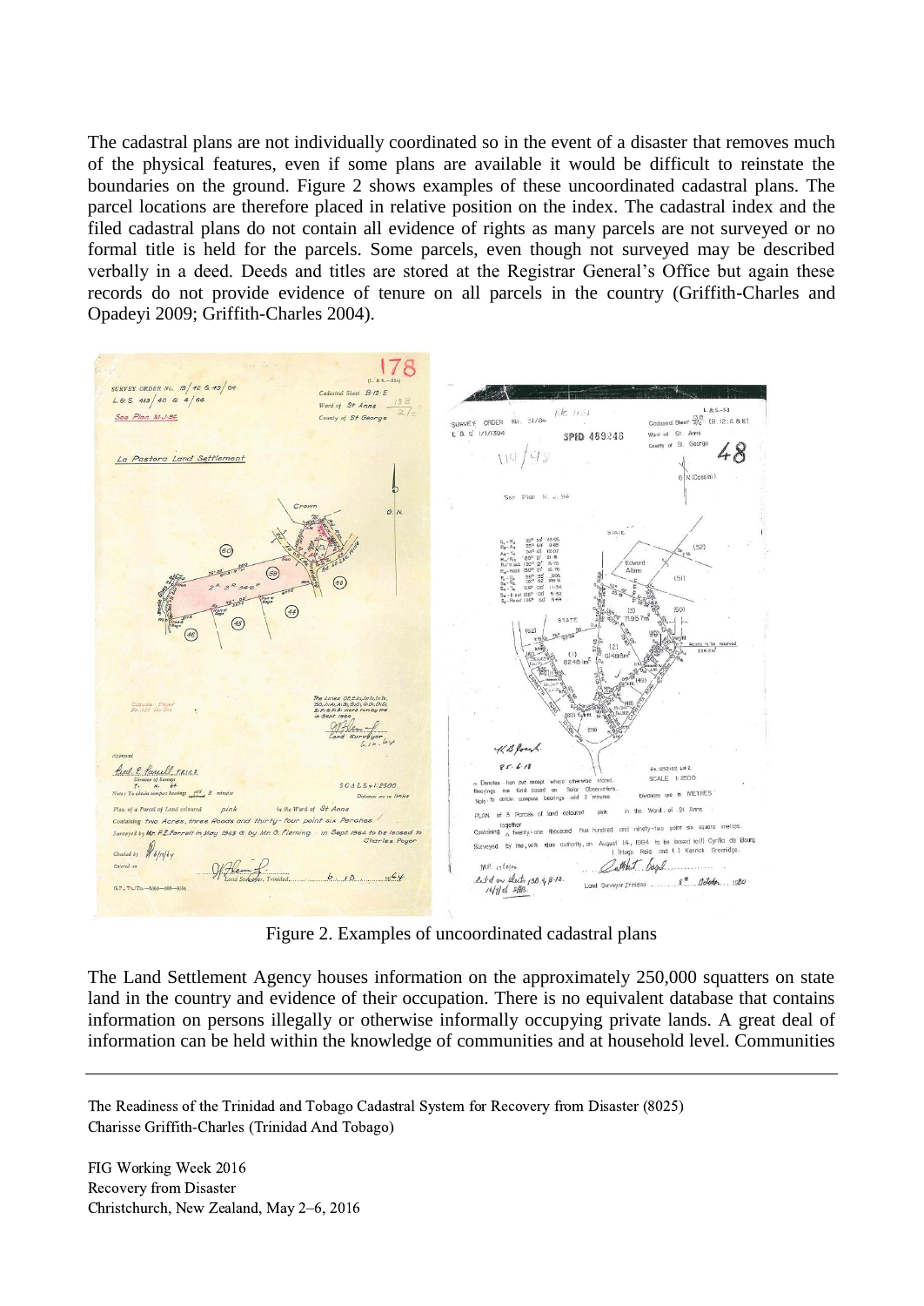The cadastral plans are not individually coordinated so in the event of a disaster that removes much of the physical features, even if some plans are available it would be difficult to reinstate the boundaries on the ground. Figure 2 shows examples of these uncoordinated cadastral plans. The parcel locations are therefore placed in relative position on the index. The cadastral index and the filed cadastral plans do not contain all evidence of rights as many parcels are not surveyed or no formal title is held for the parcels. Some parcels, even though not surveyed may be described verbally in a deed. Deeds and titles are stored at the Registrar General's Office but again these records do not provide evidence of tenure on all parcels in the country (Griffith-Charles and Opadeyi 2009; Griffith-Charles 2004).

Figure 2. Examples of uncoordinated cadastral plans

The Land Settlement Agency houses information on the approximately 250,000 squatters on state land in the country and evidence of their occupation. There is no equivalent database that contains information on persons illegally or otherwise informally occupying private lands. A great deal of information can be held within the knowledge of communities and at household level. Communities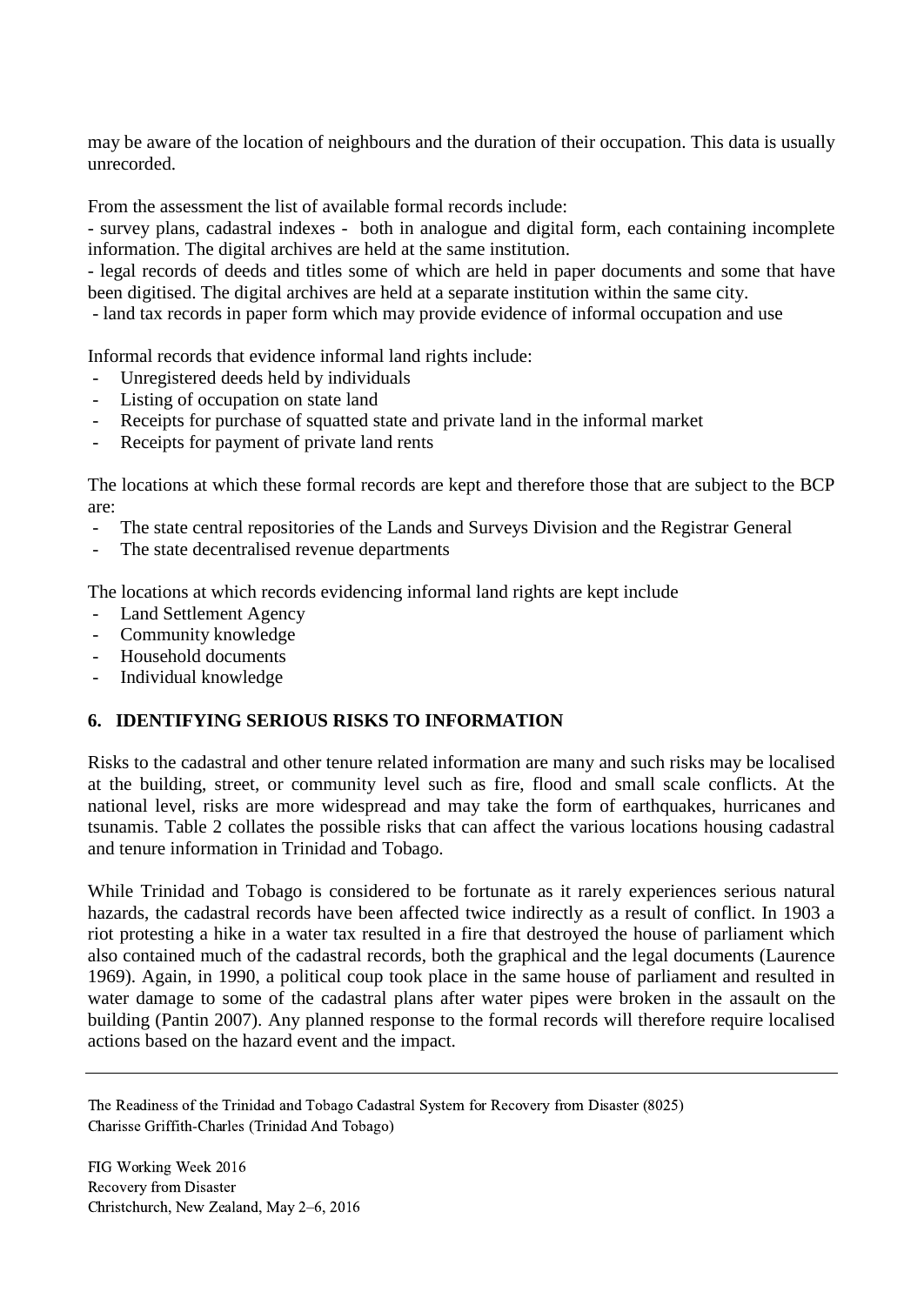may be aware of the location of neighbours and the duration of their occupation. This data is usually unrecorded.

From the assessment the list of available formal records include:

- survey plans, cadastral indexes - both in analogue and digital form, each containing incomplete information. The digital archives are held at the same institution.
- legal records of deeds and titles some of which are held in paper documents and some that have been digitised. The digital archives are held at a separate institution within the same city.
- land tax records in paper form which may provide evidence of informal occupation and use

Informal records that evidence informal land rights include:

- Unregistered deeds held by individuals
- Listing of occupation on state land
- Receipts for purchase of squatted state and private land in the informal market
- Receipts for payment of private land rents

The locations at which these formal records are kept and therefore those that are subject to the BCP are:

- The state central repositories of the Lands and Surveys Division and the Registrar General
- The state decentralised revenue departments

The locations at which records evidencing informal land rights are kept include

- Land Settlement Agency
- Community knowledge
- Household documents
- Individual knowledge

## 6. IDENTIFYING SERIOUS RISKS TO INFORMATION

Risks to the cadastral and other tenure related information are many and such risks may be localised at the building, street, or community level such as fire, flood and small scale conflicts. At the national level, risks are more widespread and may take the form of earthquakes, hurricanes and tsunamis. Table 2 collates the possible risks that can affect the various locations housing cadastral and tenure information in Trinidad and Tobago.

While Trinidad and Tobago is considered to be fortunate as it rarely experiences serious natural hazards, the cadastral records have been affected twice indirectly as a result of conflict. In 1903 a riot protesting a hike in a water tax resulted in a fire that destroyed the house of parliament which also contained much of the cadastral records, both the graphical and the legal documents (Laurence 1969). Again, in 1990, a political coup took place in the same house of parliament and resulted in water damage to some of the cadastral plans after water pipes were broken in the assault on the building (Pantin 2007). Any planned response to the formal records will therefore require localised actions based on the hazard event and the impact.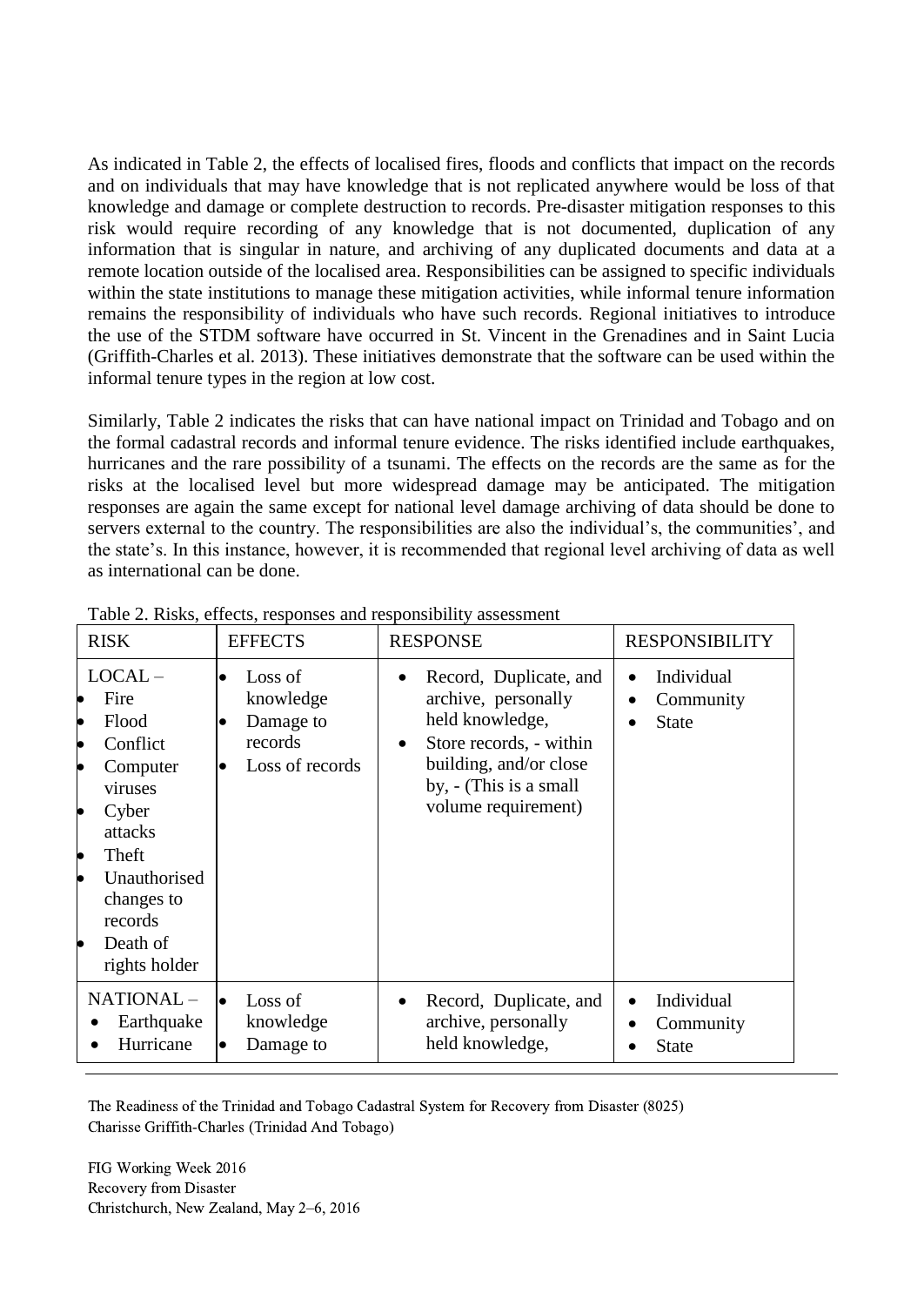As indicated in Table 2, the effects of localised fires, floods and conflicts that impact on the records and on individuals that may have knowledge that is not replicated anywhere would be loss of that knowledge and damage or complete destruction to records. Pre-disaster mitigation responses to this risk would require recording of any knowledge that is not documented, duplication of any information that is singular in nature, and archiving of any duplicated documents and data at a remote location outside of the localised area. Responsibilities can be assigned to specific individuals within the state institutions to manage these mitigation activities, while informal tenure information remains the responsibility of individuals who have such records. Regional initiatives to introduce the use of the STDM software have occurred in St. Vincent in the Grenadines and in Saint Lucia (Griffith-Charles et al. 2013). These initiatives demonstrate that the software can be used within the informal tenure types in the region at low cost.

Similarly, Table 2 indicates the risks that can have national impact on Trinidad and Tobago and on the formal cadastral records and informal tenure evidence. The risks identified include earthquakes, hurricanes and the rare possibility of a tsunami. The effects on the records are the same as for the risks at the localised level but more widespread damage may be anticipated. The mitigation responses are again the same except for national level damage archiving of data should be done to servers external to the country. The responsibilities are also the individual's, the communities', and the state's. In this instance, however, it is recommended that regional level archiving of data as well as international can be done.

Table 2. Risks, effects, responses and responsibility assessment

| RISK | EFFECTS | RESPONSE | RESPONSIBILITY |
|---|---|---|---|
| LOCAL – <br>• Fire <br>• Flood <br>• Conflict <br>• Computer viruses <br>• Cyber attacks <br>• Theft <br>• Unauthorised changes to records <br>• Death of rights holder | • Loss of knowledge <br>• Damage to records <br>• Loss of records | • Record, Duplicate, and archive, personally held knowledge, <br>• Store records, - within building, and/or close by, - (This is a small volume requirement) | • Individual <br>• Community <br>• State |
| NATIONAL – <br>• Earthquake <br>• Hurricane | • Loss of knowledge <br>• Damage to | • Record, Duplicate, and archive, personally held knowledge, | • Individual <br>• Community <br>• State |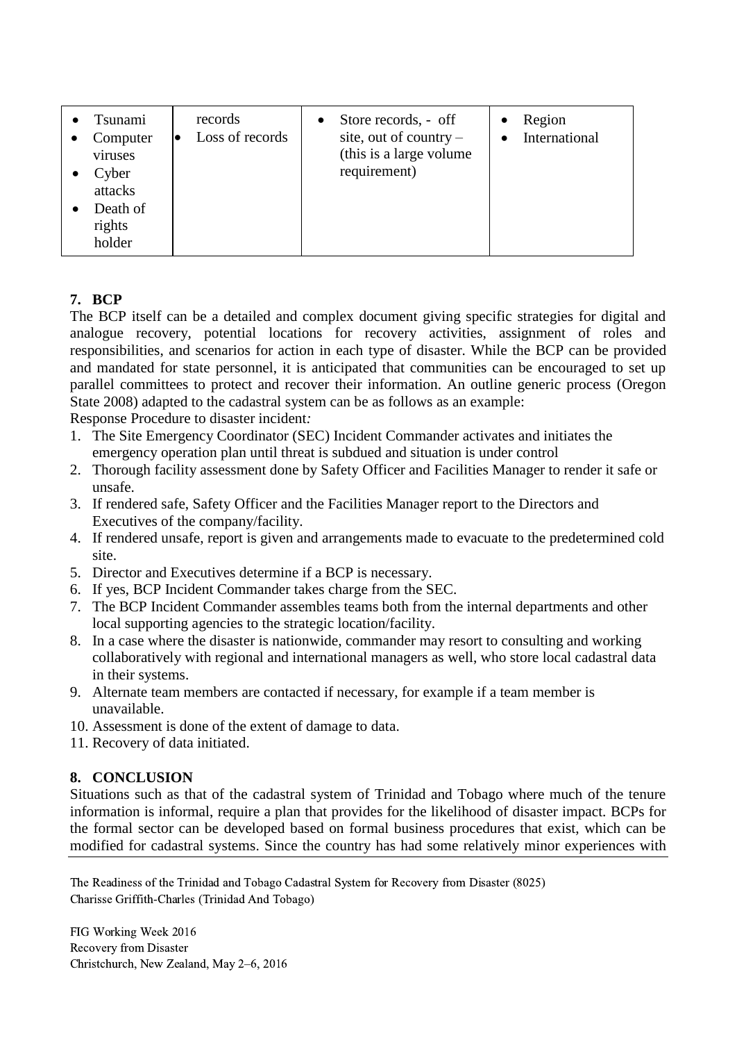| • Tsunami<br>• Computer viruses<br>• Cyber attacks<br>• Death of rights holder | records<br>• Loss of records | • Store records, - off site, out of country – (this is a large volume requirement) | • Region<br>• International |
|---|---|---|---|

## 7. BCP

The BCP itself can be a detailed and complex document giving specific strategies for digital and analogue recovery, potential locations for recovery activities, assignment of roles and responsibilities, and scenarios for action in each type of disaster. While the BCP can be provided and mandated for state personnel, it is anticipated that communities can be encouraged to set up parallel committees to protect and recover their information. An outline generic process (Oregon State 2008) adapted to the cadastral system can be as follows as an example:

Response Procedure to disaster incident*:*

1. The Site Emergency Coordinator (SEC) Incident Commander activates and initiates the emergency operation plan until threat is subdued and situation is under control
2. Thorough facility assessment done by Safety Officer and Facilities Manager to render it safe or unsafe.
3. If rendered safe, Safety Officer and the Facilities Manager report to the Directors and Executives of the company/facility.
4. If rendered unsafe, report is given and arrangements made to evacuate to the predetermined cold site.
5. Director and Executives determine if a BCP is necessary.
6. If yes, BCP Incident Commander takes charge from the SEC.
7. The BCP Incident Commander assembles teams both from the internal departments and other local supporting agencies to the strategic location/facility.
8. In a case where the disaster is nationwide, commander may resort to consulting and working collaboratively with regional and international managers as well, who store local cadastral data in their systems.
9. Alternate team members are contacted if necessary, for example if a team member is unavailable.
10. Assessment is done of the extent of damage to data.
11. Recovery of data initiated.

## 8. CONCLUSION

Situations such as that of the cadastral system of Trinidad and Tobago where much of the tenure information is informal, require a plan that provides for the likelihood of disaster impact. BCPs for the formal sector can be developed based on formal business procedures that exist, which can be modified for cadastral systems. Since the country has had some relatively minor experiences with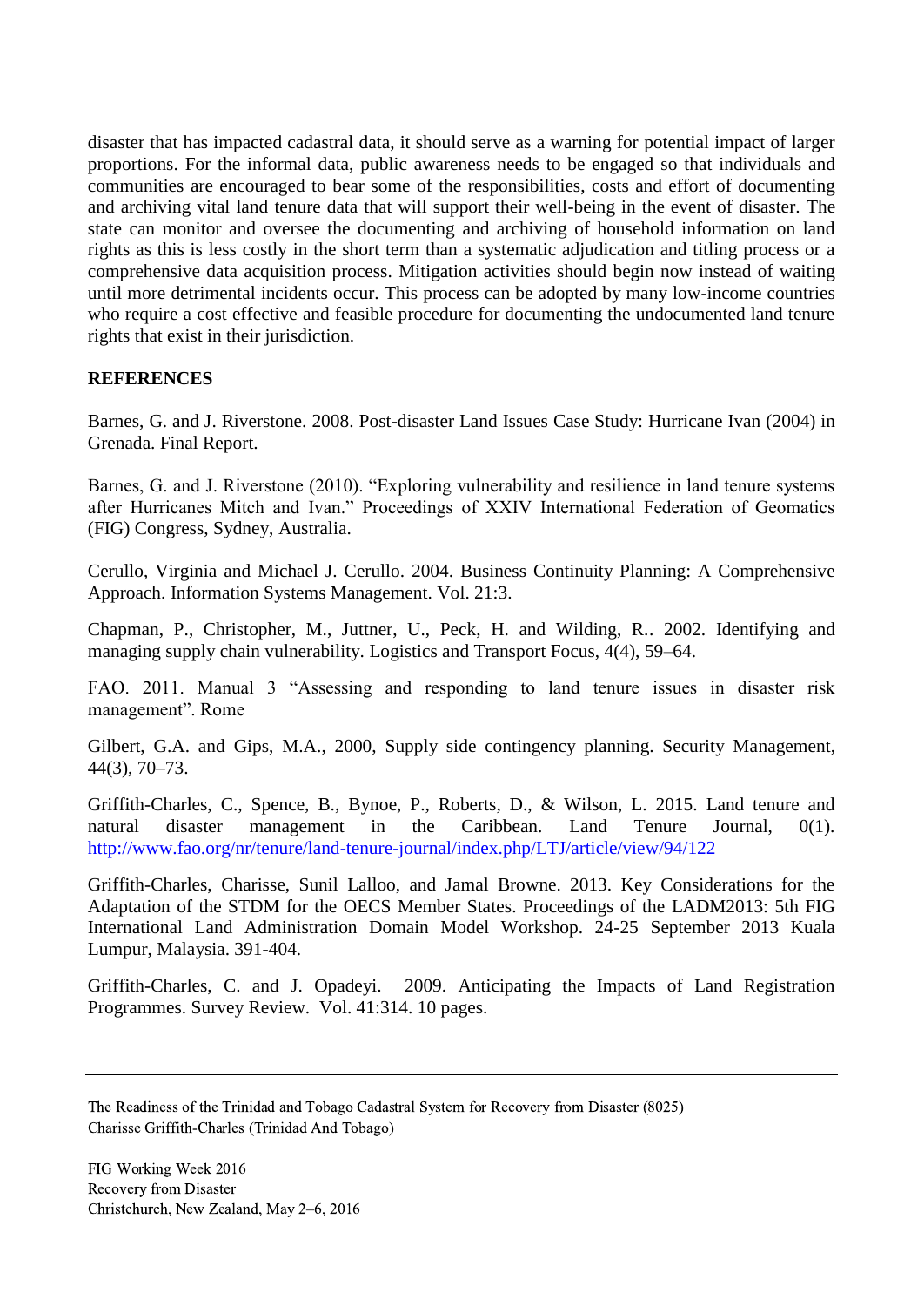disaster that has impacted cadastral data, it should serve as a warning for potential impact of larger proportions. For the informal data, public awareness needs to be engaged so that individuals and communities are encouraged to bear some of the responsibilities, costs and effort of documenting and archiving vital land tenure data that will support their well-being in the event of disaster. The state can monitor and oversee the documenting and archiving of household information on land rights as this is less costly in the short term than a systematic adjudication and titling process or a comprehensive data acquisition process. Mitigation activities should begin now instead of waiting until more detrimental incidents occur. This process can be adopted by many low-income countries who require a cost effective and feasible procedure for documenting the undocumented land tenure rights that exist in their jurisdiction.

## REFERENCES

Barnes, G. and J. Riverstone. 2008. Post-disaster Land Issues Case Study: Hurricane Ivan (2004) in Grenada. Final Report.

Barnes, G. and J. Riverstone (2010). "Exploring vulnerability and resilience in land tenure systems after Hurricanes Mitch and Ivan." Proceedings of XXIV International Federation of Geomatics (FIG) Congress, Sydney, Australia.

Cerullo, Virginia and Michael J. Cerullo. 2004. Business Continuity Planning: A Comprehensive Approach. Information Systems Management. Vol. 21:3.

Chapman, P., Christopher, M., Juttner, U., Peck, H. and Wilding, R.. 2002. Identifying and managing supply chain vulnerability. Logistics and Transport Focus, 4(4), 59–64.

FAO. 2011. Manual 3 "Assessing and responding to land tenure issues in disaster risk management". Rome

Gilbert, G.A. and Gips, M.A., 2000, Supply side contingency planning. Security Management, 44(3), 70–73.

Griffith-Charles, C., Spence, B., Bynoe, P., Roberts, D., & Wilson, L. 2015. Land tenure and natural disaster management in the Caribbean. Land Tenure Journal, 0(1). http://www.fao.org/nr/tenure/land-tenure-journal/index.php/LTJ/article/view/94/122

Griffith-Charles, Charisse, Sunil Lalloo, and Jamal Browne. 2013. Key Considerations for the Adaptation of the STDM for the OECS Member States. Proceedings of the LADM2013: 5th FIG International Land Administration Domain Model Workshop. 24-25 September 2013 Kuala Lumpur, Malaysia. 391-404.

Griffith-Charles, C. and J. Opadeyi. 2009. Anticipating the Impacts of Land Registration Programmes. Survey Review. Vol. 41:314. 10 pages.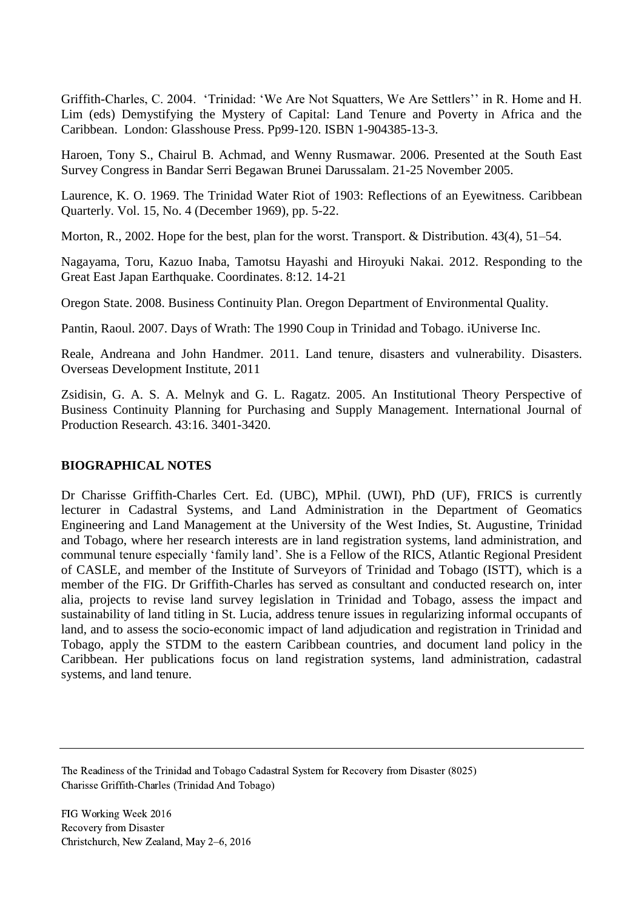Griffith-Charles, C. 2004. 'Trinidad: 'We Are Not Squatters, We Are Settlers'' in R. Home and H. Lim (eds) Demystifying the Mystery of Capital: Land Tenure and Poverty in Africa and the Caribbean. London: Glasshouse Press. Pp99-120. ISBN 1-904385-13-3.

Haroen, Tony S., Chairul B. Achmad, and Wenny Rusmawar. 2006. Presented at the South East Survey Congress in Bandar Serri Begawan Brunei Darussalam. 21-25 November 2005.

Laurence, K. O. 1969. The Trinidad Water Riot of 1903: Reflections of an Eyewitness. Caribbean Quarterly. Vol. 15, No. 4 (December 1969), pp. 5-22.

Morton, R., 2002. Hope for the best, plan for the worst. Transport. & Distribution. 43(4), 51–54.

Nagayama, Toru, Kazuo Inaba, Tamotsu Hayashi and Hiroyuki Nakai. 2012. Responding to the Great East Japan Earthquake. Coordinates. 8:12. 14-21

Oregon State. 2008. Business Continuity Plan. Oregon Department of Environmental Quality.

Pantin, Raoul. 2007. Days of Wrath: The 1990 Coup in Trinidad and Tobago. iUniverse Inc.

Reale, Andreana and John Handmer. 2011. Land tenure, disasters and vulnerability. Disasters. Overseas Development Institute, 2011

Zsidisin, G. A. S. A. Melnyk and G. L. Ragatz. 2005. An Institutional Theory Perspective of Business Continuity Planning for Purchasing and Supply Management. International Journal of Production Research. 43:16. 3401-3420.

## BIOGRAPHICAL NOTES

Dr Charisse Griffith-Charles Cert. Ed. (UBC), MPhil. (UWI), PhD (UF), FRICS is currently lecturer in Cadastral Systems, and Land Administration in the Department of Geomatics Engineering and Land Management at the University of the West Indies, St. Augustine, Trinidad and Tobago, where her research interests are in land registration systems, land administration, and communal tenure especially 'family land'. She is a Fellow of the RICS, Atlantic Regional President of CASLE, and member of the Institute of Surveyors of Trinidad and Tobago (ISTT), which is a member of the FIG. Dr Griffith-Charles has served as consultant and conducted research on, inter alia, projects to revise land survey legislation in Trinidad and Tobago, assess the impact and sustainability of land titling in St. Lucia, address tenure issues in regularizing informal occupants of land, and to assess the socio-economic impact of land adjudication and registration in Trinidad and Tobago, apply the STDM to the eastern Caribbean countries, and document land policy in the Caribbean. Her publications focus on land registration systems, land administration, cadastral systems, and land tenure.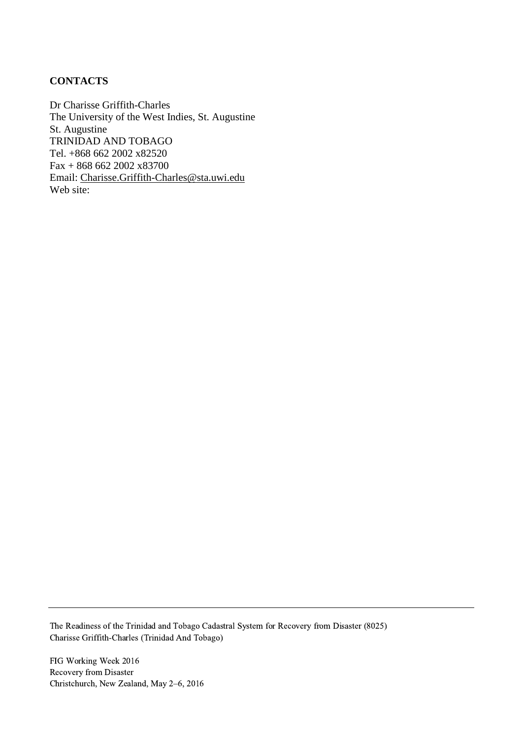**CONTACTS**

Dr Charisse Griffith-Charles
The University of the West Indies, St. Augustine
St. Augustine
TRINIDAD AND TOBAGO
Tel. +868 662 2002 x82520
Fax + 868 662 2002 x83700
Email: Charisse.Griffith-Charles@sta.uwi.edu
Web site: